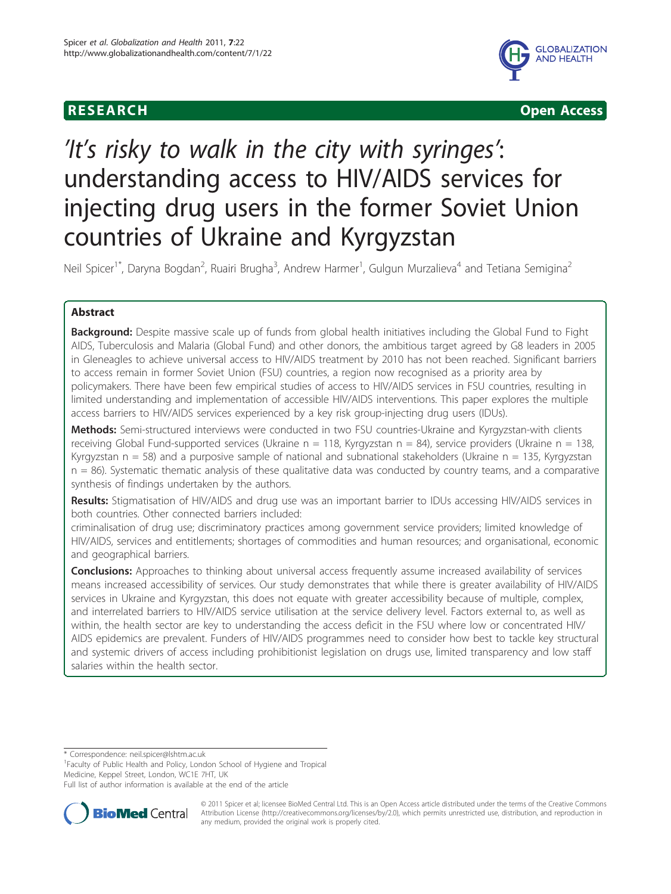**RESEARCH** **Open Access**

# 'It's risky to walk in the city with syringes': understanding access to HIV/AIDS services for injecting drug users in the former Soviet Union countries of Ukraine and Kyrgyzstan

Neil Spicer[1*], Daryna Bogdan[2], Ruairi Brugha[3], Andrew Harmer[1], Gulgun Murzalieva[4] and Tetiana Semigina[2]

## Abstract

**Background:** Despite massive scale up of funds from global health initiatives including the Global Fund to Fight AIDS, Tuberculosis and Malaria (Global Fund) and other donors, the ambitious target agreed by G8 leaders in 2005 in Gleneagles to achieve universal access to HIV/AIDS treatment by 2010 has not been reached. Significant barriers to access remain in former Soviet Union (FSU) countries, a region now recognised as a priority area by policymakers. There have been few empirical studies of access to HIV/AIDS services in FSU countries, resulting in limited understanding and implementation of accessible HIV/AIDS interventions. This paper explores the multiple access barriers to HIV/AIDS services experienced by a key risk group-injecting drug users (IDUs).

**Methods:** Semi-structured interviews were conducted in two FSU countries-Ukraine and Kyrgyzstan-with clients receiving Global Fund-supported services (Ukraine n = 118, Kyrgyzstan n = 84), service providers (Ukraine n = 138, Kyrgyzstan n = 58) and a purposive sample of national and subnational stakeholders (Ukraine n = 135, Kyrgyzstan n = 86). Systematic thematic analysis of these qualitative data was conducted by country teams, and a comparative synthesis of findings undertaken by the authors.

**Results:** Stigmatisation of HIV/AIDS and drug use was an important barrier to IDUs accessing HIV/AIDS services in both countries. Other connected barriers included: criminalisation of drug use; discriminatory practices among government service providers; limited knowledge of HIV/AIDS, services and entitlements; shortages of commodities and human resources; and organisational, economic and geographical barriers.

**Conclusions:** Approaches to thinking about universal access frequently assume increased availability of services means increased accessibility of services. Our study demonstrates that while there is greater availability of HIV/AIDS services in Ukraine and Kyrgyzstan, this does not equate with greater accessibility because of multiple, complex, and interrelated barriers to HIV/AIDS service utilisation at the service delivery level. Factors external to, as well as within, the health sector are key to understanding the access deficit in the FSU where low or concentrated HIV/AIDS epidemics are prevalent. Funders of HIV/AIDS programmes need to consider how best to tackle key structural and systemic drivers of access including prohibitionist legislation on drugs use, limited transparency and low staff salaries within the health sector.

\* Correspondence: neil.spicer@lshtm.ac.uk
[1]Faculty of Public Health and Policy, London School of Hygiene and Tropical Medicine, Keppel Street, London, WC1E 7HT, UK
Full list of author information is available at the end of the article

© 2011 Spicer et al; licensee BioMed Central Ltd. This is an Open Access article distributed under the terms of the Creative Commons Attribution License (http://creativecommons.org/licenses/by/2.0), which permits unrestricted use, distribution, and reproduction in any medium, provided the original work is properly cited.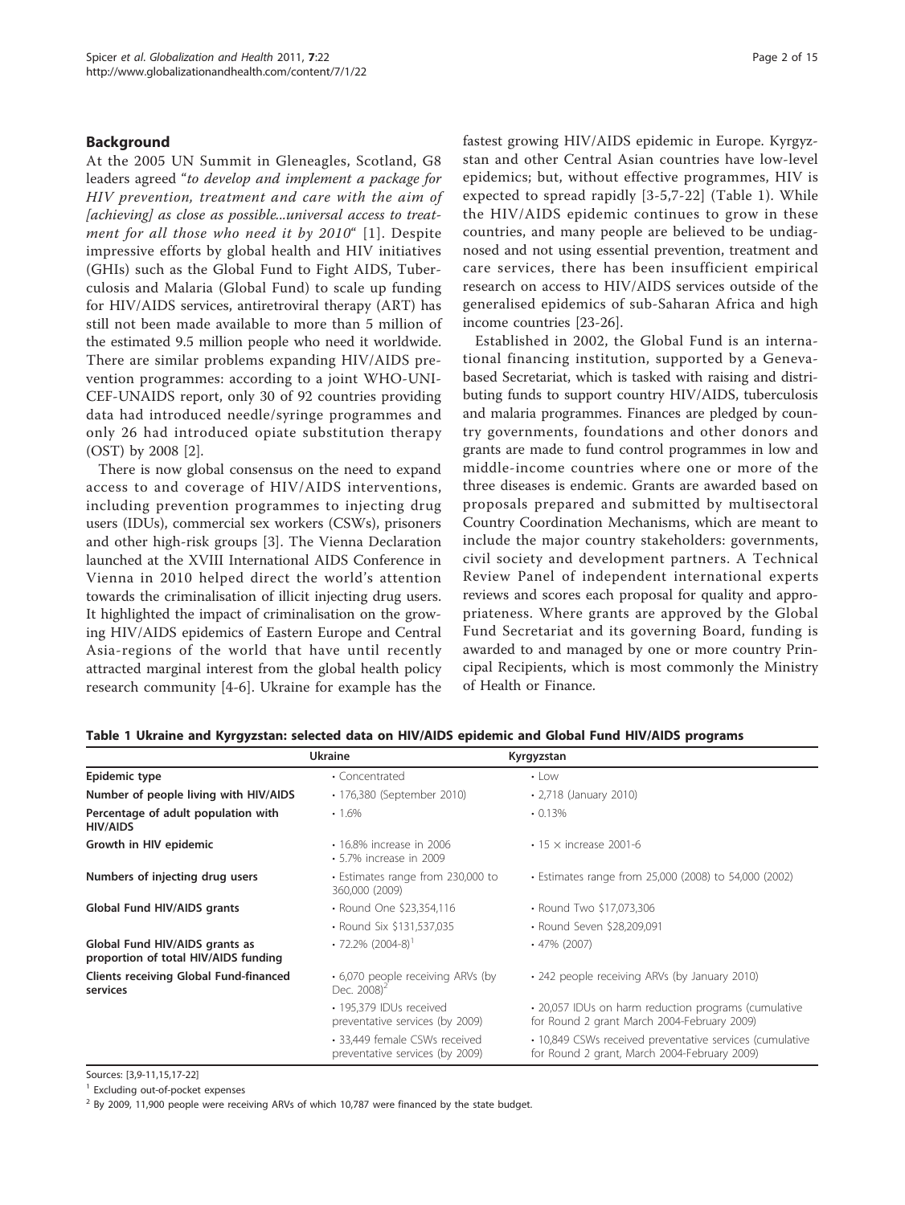## Background

At the 2005 UN Summit in Gleneagles, Scotland, G8 leaders agreed "*to develop and implement a package for HIV prevention, treatment and care with the aim of [achieving] as close as possible...universal access to treatment for all those who need it by 2010*" [1]. Despite impressive efforts by global health and HIV initiatives (GHIs) such as the Global Fund to Fight AIDS, Tuberculosis and Malaria (Global Fund) to scale up funding for HIV/AIDS services, antiretroviral therapy (ART) has still not been made available to more than 5 million of the estimated 9.5 million people who need it worldwide. There are similar problems expanding HIV/AIDS prevention programmes: according to a joint WHO-UNICEF-UNAIDS report, only 30 of 92 countries providing data had introduced needle/syringe programmes and only 26 had introduced opiate substitution therapy (OST) by 2008 [2].

There is now global consensus on the need to expand access to and coverage of HIV/AIDS interventions, including prevention programmes to injecting drug users (IDUs), commercial sex workers (CSWs), prisoners and other high-risk groups [3]. The Vienna Declaration launched at the XVIII International AIDS Conference in Vienna in 2010 helped direct the world's attention towards the criminalisation of illicit injecting drug users. It highlighted the impact of criminalisation on the growing HIV/AIDS epidemics of Eastern Europe and Central Asia-regions of the world that have until recently attracted marginal interest from the global health policy research community [4-6]. Ukraine for example has the fastest growing HIV/AIDS epidemic in Europe. Kyrgyzstan and other Central Asian countries have low-level epidemics; but, without effective programmes, HIV is expected to spread rapidly [3-5,7-22] (Table 1). While the HIV/AIDS epidemic continues to grow in these countries, and many people are believed to be undiagnosed and not using essential prevention, treatment and care services, there has been insufficient empirical research on access to HIV/AIDS services outside of the generalised epidemics of sub-Saharan Africa and high income countries [23-26].

Established in 2002, the Global Fund is an international financing institution, supported by a Geneva-based Secretariat, which is tasked with raising and distributing funds to support country HIV/AIDS, tuberculosis and malaria programmes. Finances are pledged by country governments, foundations and other donors and grants are made to fund control programmes in low and middle-income countries where one or more of the three diseases is endemic. Grants are awarded based on proposals prepared and submitted by multisectoral Country Coordination Mechanisms, which are meant to include the major country stakeholders: governments, civil society and development partners. A Technical Review Panel of independent international experts reviews and scores each proposal for quality and appropriateness. Where grants are approved by the Global Fund Secretariat and its governing Board, funding is awarded to and managed by one or more country Principal Recipients, which is most commonly the Ministry of Health or Finance.

**Table 1 Ukraine and Kyrgyzstan: selected data on HIV/AIDS epidemic and Global Fund HIV/AIDS programs**

| | Ukraine | Kyrgyzstan |
|---|---|---|
| **Epidemic type** | • Concentrated | • Low |
| **Number of people living with HIV/AIDS** | • 176,380 (September 2010) | • 2,718 (January 2010) |
| **Percentage of adult population with HIV/AIDS** | • 1.6% | • 0.13% |
| **Growth in HIV epidemic** | • 16.8% increase in 2006<br>• 5.7% increase in 2009 | • 15 × increase 2001-6 |
| **Numbers of injecting drug users** | • Estimates range from 230,000 to 360,000 (2009) | • Estimates range from 25,000 (2008) to 54,000 (2002) |
| **Global Fund HIV/AIDS grants** | • Round One $23,354,116 | • Round Two $17,073,306 |
| | • Round Six $131,537,035 | • Round Seven $28,209,091 |
| **Global Fund HIV/AIDS grants as proportion of total HIV/AIDS funding** | • 72.2% (2004-8)[1] | • 47% (2007) |
| **Clients receiving Global Fund-financed services** | • 6,070 people receiving ARVs (by Dec. 2008)[2] | • 242 people receiving ARVs (by January 2010) |
| | • 195,379 IDUs received preventative services (by 2009) | • 20,057 IDUs on harm reduction programs (cumulative for Round 2 grant March 2004-February 2009) |
| | • 33,449 female CSWs received preventative services (by 2009) | • 10,849 CSWs received preventative services (cumulative for Round 2 grant, March 2004-February 2009) |

Sources: [3,9-11,15,17-22]

[1] Excluding out-of-pocket expenses

[2] By 2009, 11,900 people were receiving ARVs of which 10,787 were financed by the state budget.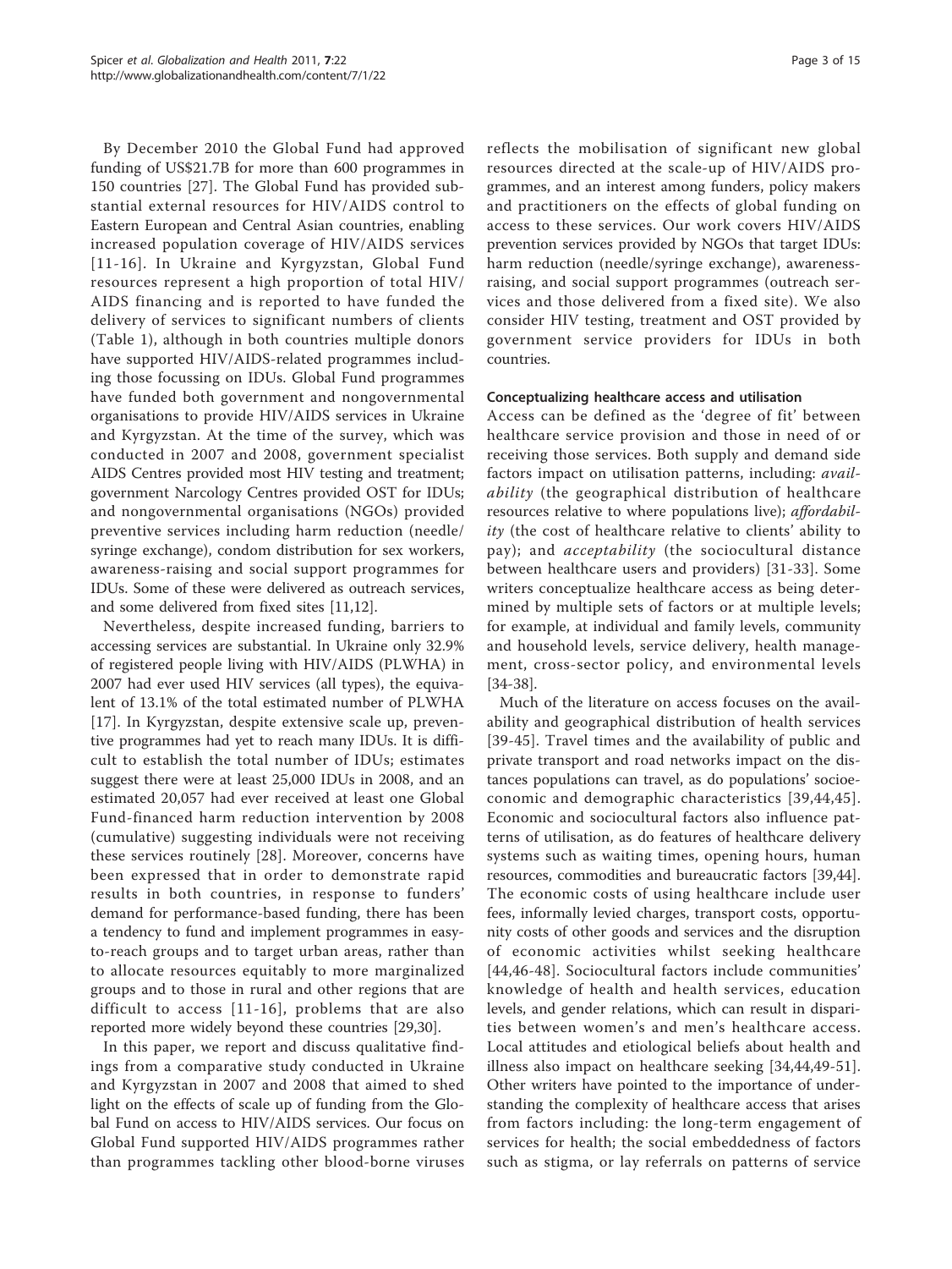By December 2010 the Global Fund had approved funding of US$21.7B for more than 600 programmes in 150 countries [27]. The Global Fund has provided substantial external resources for HIV/AIDS control to Eastern European and Central Asian countries, enabling increased population coverage of HIV/AIDS services [11-16]. In Ukraine and Kyrgyzstan, Global Fund resources represent a high proportion of total HIV/AIDS financing and is reported to have funded the delivery of services to significant numbers of clients (Table 1), although in both countries multiple donors have supported HIV/AIDS-related programmes including those focussing on IDUs. Global Fund programmes have funded both government and nongovernmental organisations to provide HIV/AIDS services in Ukraine and Kyrgyzstan. At the time of the survey, which was conducted in 2007 and 2008, government specialist AIDS Centres provided most HIV testing and treatment; government Narcology Centres provided OST for IDUs; and nongovernmental organisations (NGOs) provided preventive services including harm reduction (needle/syringe exchange), condom distribution for sex workers, awareness-raising and social support programmes for IDUs. Some of these were delivered as outreach services, and some delivered from fixed sites [11,12].

Nevertheless, despite increased funding, barriers to accessing services are substantial. In Ukraine only 32.9% of registered people living with HIV/AIDS (PLWHA) in 2007 had ever used HIV services (all types), the equivalent of 13.1% of the total estimated number of PLWHA [17]. In Kyrgyzstan, despite extensive scale up, preventive programmes had yet to reach many IDUs. It is difficult to establish the total number of IDUs; estimates suggest there were at least 25,000 IDUs in 2008, and an estimated 20,057 had ever received at least one Global Fund-financed harm reduction intervention by 2008 (cumulative) suggesting individuals were not receiving these services routinely [28]. Moreover, concerns have been expressed that in order to demonstrate rapid results in both countries, in response to funders' demand for performance-based funding, there has been a tendency to fund and implement programmes in easy-to-reach groups and to target urban areas, rather than to allocate resources equitably to more marginalized groups and to those in rural and other regions that are difficult to access [11-16], problems that are also reported more widely beyond these countries [29,30].

In this paper, we report and discuss qualitative findings from a comparative study conducted in Ukraine and Kyrgyzstan in 2007 and 2008 that aimed to shed light on the effects of scale up of funding from the Global Fund on access to HIV/AIDS services. Our focus on Global Fund supported HIV/AIDS programmes rather than programmes tackling other blood-borne viruses reflects the mobilisation of significant new global resources directed at the scale-up of HIV/AIDS programmes, and an interest among funders, policy makers and practitioners on the effects of global funding on access to these services. Our work covers HIV/AIDS prevention services provided by NGOs that target IDUs: harm reduction (needle/syringe exchange), awareness-raising, and social support programmes (outreach services and those delivered from a fixed site). We also consider HIV testing, treatment and OST provided by government service providers for IDUs in both countries.

### Conceptualizing healthcare access and utilisation

Access can be defined as the 'degree of fit' between healthcare service provision and those in need of or receiving those services. Both supply and demand side factors impact on utilisation patterns, including: *availability* (the geographical distribution of healthcare resources relative to where populations live); *affordability* (the cost of healthcare relative to clients' ability to pay); and *acceptability* (the sociocultural distance between healthcare users and providers) [31-33]. Some writers conceptualize healthcare access as being determined by multiple sets of factors or at multiple levels; for example, at individual and family levels, community and household levels, service delivery, health management, cross-sector policy, and environmental levels [34-38].

Much of the literature on access focuses on the availability and geographical distribution of health services [39-45]. Travel times and the availability of public and private transport and road networks impact on the distances populations can travel, as do populations' socioeconomic and demographic characteristics [39,44,45]. Economic and sociocultural factors also influence patterns of utilisation, as do features of healthcare delivery systems such as waiting times, opening hours, human resources, commodities and bureaucratic factors [39,44]. The economic costs of using healthcare include user fees, informally levied charges, transport costs, opportunity costs of other goods and services and the disruption of economic activities whilst seeking healthcare [44,46-48]. Sociocultural factors include communities' knowledge of health and health services, education levels, and gender relations, which can result in disparities between women's and men's healthcare access. Local attitudes and etiological beliefs about health and illness also impact on healthcare seeking [34,44,49-51]. Other writers have pointed to the importance of understanding the complexity of healthcare access that arises from factors including: the long-term engagement of services for health; the social embeddedness of factors such as stigma, or lay referrals on patterns of service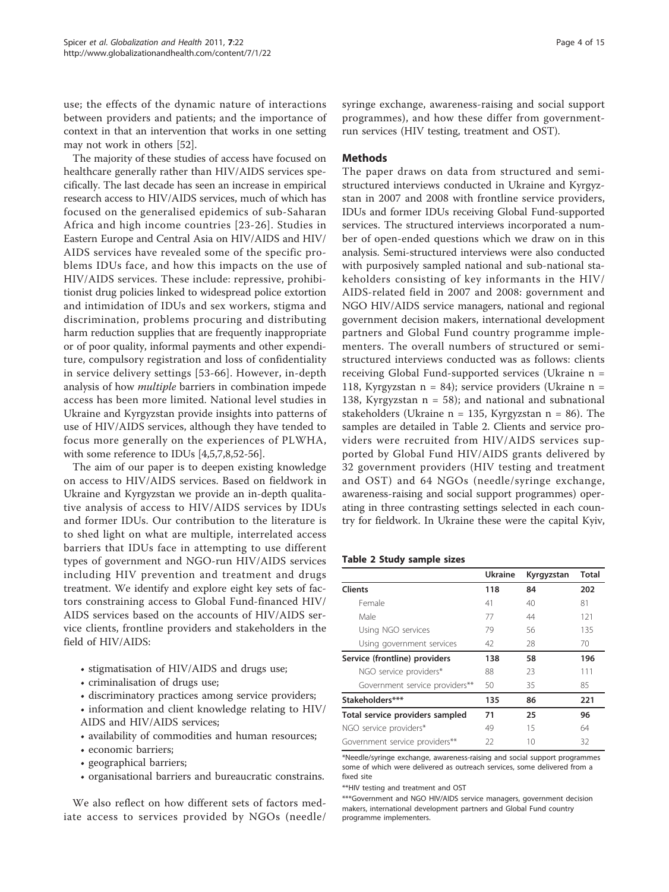use; the effects of the dynamic nature of interactions between providers and patients; and the importance of context in that an intervention that works in one setting may not work in others [52].

The majority of these studies of access have focused on healthcare generally rather than HIV/AIDS services specifically. The last decade has seen an increase in empirical research access to HIV/AIDS services, much of which has focused on the generalised epidemics of sub-Saharan Africa and high income countries [23-26]. Studies in Eastern Europe and Central Asia on HIV/AIDS and HIV/AIDS services have revealed some of the specific problems IDUs face, and how this impacts on the use of HIV/AIDS services. These include: repressive, prohibitionist drug policies linked to widespread police extortion and intimidation of IDUs and sex workers, stigma and discrimination, problems procuring and distributing harm reduction supplies that are frequently inappropriate or of poor quality, informal payments and other expenditure, compulsory registration and loss of confidentiality in service delivery settings [53-66]. However, in-depth analysis of how *multiple* barriers in combination impede access has been more limited. National level studies in Ukraine and Kyrgyzstan provide insights into patterns of use of HIV/AIDS services, although they have tended to focus more generally on the experiences of PLWHA, with some reference to IDUs [4,5,7,8,52-56].

The aim of our paper is to deepen existing knowledge on access to HIV/AIDS services. Based on fieldwork in Ukraine and Kyrgyzstan we provide an in-depth qualitative analysis of access to HIV/AIDS services by IDUs and former IDUs. Our contribution to the literature is to shed light on what are multiple, interrelated access barriers that IDUs face in attempting to use different types of government and NGO-run HIV/AIDS services including HIV prevention and treatment and drugs treatment. We identify and explore eight key sets of factors constraining access to Global Fund-financed HIV/AIDS services based on the accounts of HIV/AIDS service clients, frontline providers and stakeholders in the field of HIV/AIDS:

- stigmatisation of HIV/AIDS and drugs use;
- criminalisation of drugs use;
- discriminatory practices among service providers;
- information and client knowledge relating to HIV/AIDS and HIV/AIDS services;
- availability of commodities and human resources;
- economic barriers;
- geographical barriers;
- organisational barriers and bureaucratic constrains.

We also reflect on how different sets of factors mediate access to services provided by NGOs (needle/syringe exchange, awareness-raising and social support programmes), and how these differ from government-run services (HIV testing, treatment and OST).

## Methods

The paper draws on data from structured and semi-structured interviews conducted in Ukraine and Kyrgyzstan in 2007 and 2008 with frontline service providers, IDUs and former IDUs receiving Global Fund-supported services. The structured interviews incorporated a number of open-ended questions which we draw on in this analysis. Semi-structured interviews were also conducted with purposively sampled national and sub-national stakeholders consisting of key informants in the HIV/AIDS-related field in 2007 and 2008: government and NGO HIV/AIDS service managers, national and regional government decision makers, international development partners and Global Fund country programme implementers. The overall numbers of structured or semi-structured interviews conducted was as follows: clients receiving Global Fund-supported services (Ukraine n = 118, Kyrgyzstan n = 84); service providers (Ukraine n = 138, Kyrgyzstan n = 58); and national and subnational stakeholders (Ukraine n = 135, Kyrgyzstan n = 86). The samples are detailed in Table 2. Clients and service providers were recruited from HIV/AIDS services supported by Global Fund HIV/AIDS grants delivered by 32 government providers (HIV testing and treatment and OST) and 64 NGOs (needle/syringe exchange, awareness-raising and social support programmes) operating in three contrasting settings selected in each country for fieldwork. In Ukraine these were the capital Kyiv,

**Table 2 Study sample sizes**

| | Ukraine | Kyrgyzstan | Total |
|---|---|---|---|
| **Clients** | **118** | **84** | **202** |
| Female | 41 | 40 | 81 |
| Male | 77 | 44 | 121 |
| Using NGO services | 79 | 56 | 135 |
| Using government services | 42 | 28 | 70 |
| **Service (frontline) providers** | **138** | **58** | **196** |
| NGO service providers* | 88 | 23 | 111 |
| Government service providers** | 50 | 35 | 85 |
| **Stakeholders*** ** | **135** | **86** | **221** |
| **Total service providers sampled** | **71** | **25** | **96** |
| NGO service providers* | 49 | 15 | 64 |
| Government service providers** | 22 | 10 | 32 |

*Needle/syringe exchange, awareness-raising and social support programmes some of which were delivered as outreach services, some delivered from a fixed site

**HIV testing and treatment and OST

***Government and NGO HIV/AIDS service managers, government decision makers, international development partners and Global Fund country programme implementers.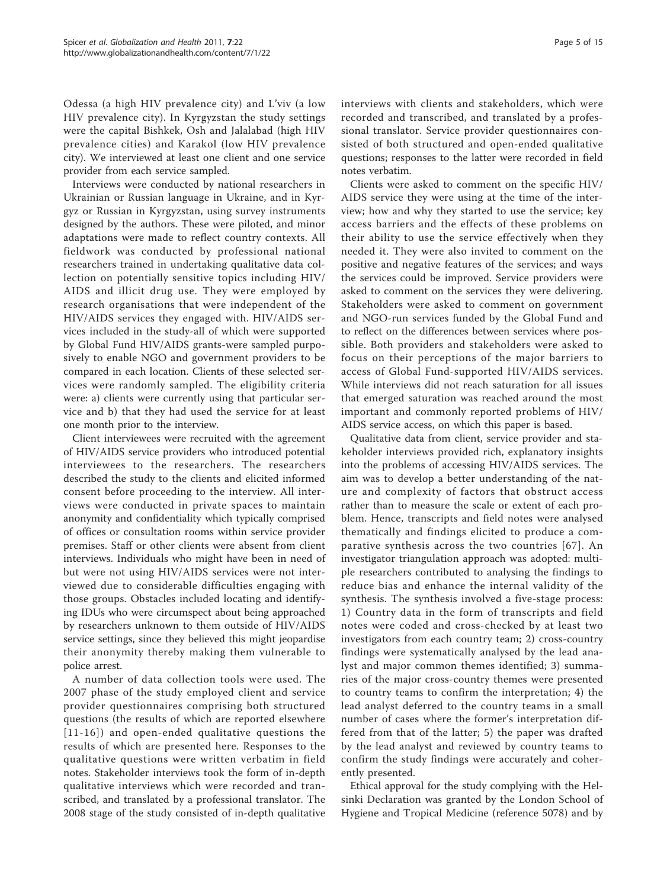Odessa (a high HIV prevalence city) and L'viv (a low HIV prevalence city). In Kyrgyzstan the study settings were the capital Bishkek, Osh and Jalalabad (high HIV prevalence cities) and Karakol (low HIV prevalence city). We interviewed at least one client and one service provider from each service sampled.

Interviews were conducted by national researchers in Ukrainian or Russian language in Ukraine, and in Kyrgyz or Russian in Kyrgyzstan, using survey instruments designed by the authors. These were piloted, and minor adaptations were made to reflect country contexts. All fieldwork was conducted by professional national researchers trained in undertaking qualitative data collection on potentially sensitive topics including HIV/AIDS and illicit drug use. They were employed by research organisations that were independent of the HIV/AIDS services they engaged with. HIV/AIDS services included in the study-all of which were supported by Global Fund HIV/AIDS grants-were sampled purposively to enable NGO and government providers to be compared in each location. Clients of these selected services were randomly sampled. The eligibility criteria were: a) clients were currently using that particular service and b) that they had used the service for at least one month prior to the interview.

Client interviewees were recruited with the agreement of HIV/AIDS service providers who introduced potential interviewees to the researchers. The researchers described the study to the clients and elicited informed consent before proceeding to the interview. All interviews were conducted in private spaces to maintain anonymity and confidentiality which typically comprised of offices or consultation rooms within service provider premises. Staff or other clients were absent from client interviews. Individuals who might have been in need of but were not using HIV/AIDS services were not interviewed due to considerable difficulties engaging with those groups. Obstacles included locating and identifying IDUs who were circumspect about being approached by researchers unknown to them outside of HIV/AIDS service settings, since they believed this might jeopardise their anonymity thereby making them vulnerable to police arrest.

A number of data collection tools were used. The 2007 phase of the study employed client and service provider questionnaires comprising both structured questions (the results of which are reported elsewhere [11-16]) and open-ended qualitative questions the results of which are presented here. Responses to the qualitative questions were written verbatim in field notes. Stakeholder interviews took the form of in-depth qualitative interviews which were recorded and transcribed, and translated by a professional translator. The 2008 stage of the study consisted of in-depth qualitative interviews with clients and stakeholders, which were recorded and transcribed, and translated by a professional translator. Service provider questionnaires consisted of both structured and open-ended qualitative questions; responses to the latter were recorded in field notes verbatim.

Clients were asked to comment on the specific HIV/AIDS service they were using at the time of the interview; how and why they started to use the service; key access barriers and the effects of these problems on their ability to use the service effectively when they needed it. They were also invited to comment on the positive and negative features of the services; and ways the services could be improved. Service providers were asked to comment on the services they were delivering. Stakeholders were asked to comment on government and NGO-run services funded by the Global Fund and to reflect on the differences between services where possible. Both providers and stakeholders were asked to focus on their perceptions of the major barriers to access of Global Fund-supported HIV/AIDS services. While interviews did not reach saturation for all issues that emerged saturation was reached around the most important and commonly reported problems of HIV/AIDS service access, on which this paper is based.

Qualitative data from client, service provider and stakeholder interviews provided rich, explanatory insights into the problems of accessing HIV/AIDS services. The aim was to develop a better understanding of the nature and complexity of factors that obstruct access rather than to measure the scale or extent of each problem. Hence, transcripts and field notes were analysed thematically and findings elicited to produce a comparative synthesis across the two countries [67]. An investigator triangulation approach was adopted: multiple researchers contributed to analysing the findings to reduce bias and enhance the internal validity of the synthesis. The synthesis involved a five-stage process: 1) Country data in the form of transcripts and field notes were coded and cross-checked by at least two investigators from each country team; 2) cross-country findings were systematically analysed by the lead analyst and major common themes identified; 3) summaries of the major cross-country themes were presented to country teams to confirm the interpretation; 4) the lead analyst deferred to the country teams in a small number of cases where the former's interpretation differed from that of the latter; 5) the paper was drafted by the lead analyst and reviewed by country teams to confirm the study findings were accurately and coherently presented.

Ethical approval for the study complying with the Helsinki Declaration was granted by the London School of Hygiene and Tropical Medicine (reference 5078) and by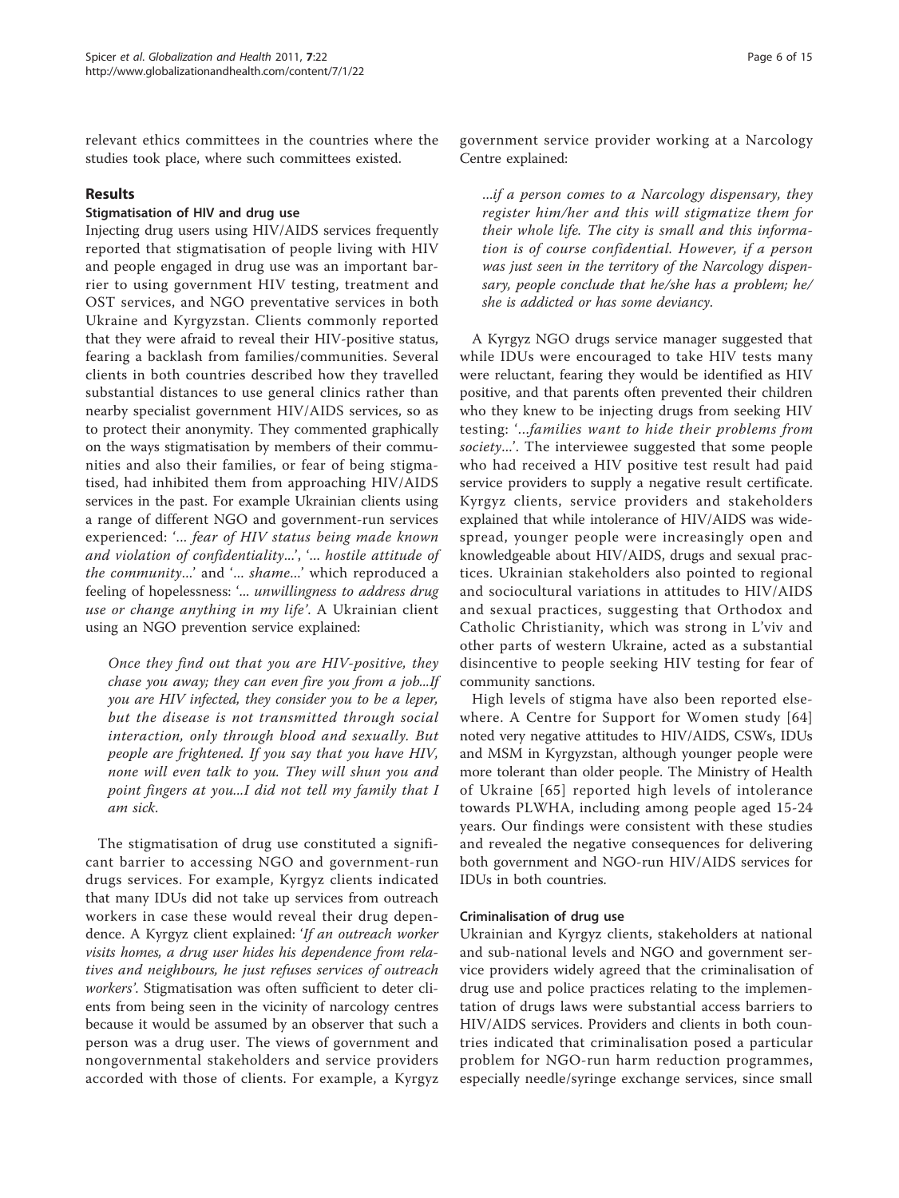relevant ethics committees in the countries where the studies took place, where such committees existed.

## Results

### Stigmatisation of HIV and drug use

Injecting drug users using HIV/AIDS services frequently reported that stigmatisation of people living with HIV and people engaged in drug use was an important barrier to using government HIV testing, treatment and OST services, and NGO preventative services in both Ukraine and Kyrgyzstan. Clients commonly reported that they were afraid to reveal their HIV-positive status, fearing a backlash from families/communities. Several clients in both countries described how they travelled substantial distances to use general clinics rather than nearby specialist government HIV/AIDS services, so as to protect their anonymity. They commented graphically on the ways stigmatisation by members of their communities and also their families, or fear of being stigmatised, had inhibited them from approaching HIV/AIDS services in the past. For example Ukrainian clients using a range of different NGO and government-run services experienced: '*... fear of HIV status being made known and violation of confidentiality...*', '*... hostile attitude of the community...*' and '*... shame...*' which reproduced a feeling of hopelessness: '*... unwillingness to address drug use or change anything in my life*'. A Ukrainian client using an NGO prevention service explained:

> *Once they find out that you are HIV-positive, they chase you away; they can even fire you from a job...If you are HIV infected, they consider you to be a leper, but the disease is not transmitted through social interaction, only through blood and sexually. But people are frightened. If you say that you have HIV, none will even talk to you. They will shun you and point fingers at you...I did not tell my family that I am sick.*

The stigmatisation of drug use constituted a significant barrier to accessing NGO and government-run drugs services. For example, Kyrgyz clients indicated that many IDUs did not take up services from outreach workers in case these would reveal their drug dependence. A Kyrgyz client explained: '*If an outreach worker visits homes, a drug user hides his dependence from relatives and neighbours, he just refuses services of outreach workers*'. Stigmatisation was often sufficient to deter clients from being seen in the vicinity of narcology centres because it would be assumed by an observer that such a person was a drug user. The views of government and nongovernmental stakeholders and service providers accorded with those of clients. For example, a Kyrgyz government service provider working at a Narcology Centre explained:

> *...if a person comes to a Narcology dispensary, they register him/her and this will stigmatize them for their whole life. The city is small and this information is of course confidential. However, if a person was just seen in the territory of the Narcology dispensary, people conclude that he/she has a problem; he/she is addicted or has some deviancy.*

A Kyrgyz NGO drugs service manager suggested that while IDUs were encouraged to take HIV tests many were reluctant, fearing they would be identified as HIV positive, and that parents often prevented their children who they knew to be injecting drugs from seeking HIV testing: '*...families want to hide their problems from society...*'. The interviewee suggested that some people who had received a HIV positive test result had paid service providers to supply a negative result certificate. Kyrgyz clients, service providers and stakeholders explained that while intolerance of HIV/AIDS was widespread, younger people were increasingly open and knowledgeable about HIV/AIDS, drugs and sexual practices. Ukrainian stakeholders also pointed to regional and sociocultural variations in attitudes to HIV/AIDS and sexual practices, suggesting that Orthodox and Catholic Christianity, which was strong in L'viv and other parts of western Ukraine, acted as a substantial disincentive to people seeking HIV testing for fear of community sanctions.

High levels of stigma have also been reported elsewhere. A Centre for Support for Women study [64] noted very negative attitudes to HIV/AIDS, CSWs, IDUs and MSM in Kyrgyzstan, although younger people were more tolerant than older people. The Ministry of Health of Ukraine [65] reported high levels of intolerance towards PLWHA, including among people aged 15-24 years. Our findings were consistent with these studies and revealed the negative consequences for delivering both government and NGO-run HIV/AIDS services for IDUs in both countries.

### Criminalisation of drug use

Ukrainian and Kyrgyz clients, stakeholders at national and sub-national levels and NGO and government service providers widely agreed that the criminalisation of drug use and police practices relating to the implementation of drugs laws were substantial access barriers to HIV/AIDS services. Providers and clients in both countries indicated that criminalisation posed a particular problem for NGO-run harm reduction programmes, especially needle/syringe exchange services, since small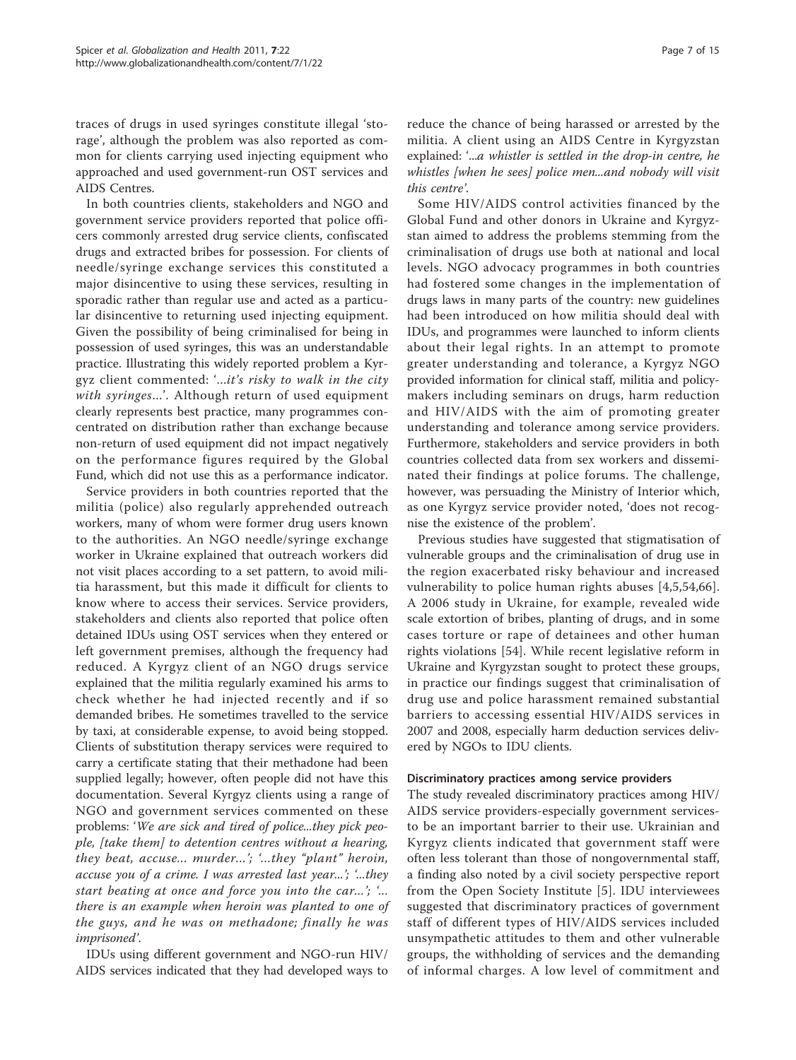traces of drugs in used syringes constitute illegal 'storage', although the problem was also reported as common for clients carrying used injecting equipment who approached and used government-run OST services and AIDS Centres.

In both countries clients, stakeholders and NGO and government service providers reported that police officers commonly arrested drug service clients, confiscated drugs and extracted bribes for possession. For clients of needle/syringe exchange services this constituted a major disincentive to using these services, resulting in sporadic rather than regular use and acted as a particular disincentive to returning used injecting equipment. Given the possibility of being criminalised for being in possession of used syringes, this was an understandable practice. Illustrating this widely reported problem a Kyrgyz client commented: '...*it's risky to walk in the city with syringes*...'. Although return of used equipment clearly represents best practice, many programmes concentrated on distribution rather than exchange because non-return of used equipment did not impact negatively on the performance figures required by the Global Fund, which did not use this as a performance indicator.

Service providers in both countries reported that the militia (police) also regularly apprehended outreach workers, many of whom were former drug users known to the authorities. An NGO needle/syringe exchange worker in Ukraine explained that outreach workers did not visit places according to a set pattern, to avoid militia harassment, but this made it difficult for clients to know where to access their services. Service providers, stakeholders and clients also reported that police often detained IDUs using OST services when they entered or left government premises, although the frequency had reduced. A Kyrgyz client of an NGO drugs service explained that the militia regularly examined his arms to check whether he had injected recently and if so demanded bribes. He sometimes travelled to the service by taxi, at considerable expense, to avoid being stopped. Clients of substitution therapy services were required to carry a certificate stating that their methadone had been supplied legally; however, often people did not have this documentation. Several Kyrgyz clients using a range of NGO and government services commented on these problems: '*We are sick and tired of police...they pick people, [take them] to detention centres without a hearing, they beat, accuse... murder...*'; '...*they "plant" heroin, accuse you of a crime. I was arrested last year...*'; '...*they start beating at once and force you into the car...*'; '... *there is an example when heroin was planted to one of the guys, and he was on methadone; finally he was imprisoned*'.

IDUs using different government and NGO-run HIV/AIDS services indicated that they had developed ways to reduce the chance of being harassed or arrested by the militia. A client using an AIDS Centre in Kyrgyzstan explained: '...*a whistler is settled in the drop-in centre, he whistles [when he sees] police men...and nobody will visit this centre*'.

Some HIV/AIDS control activities financed by the Global Fund and other donors in Ukraine and Kyrgyzstan aimed to address the problems stemming from the criminalisation of drugs use both at national and local levels. NGO advocacy programmes in both countries had fostered some changes in the implementation of drugs laws in many parts of the country: new guidelines had been introduced on how militia should deal with IDUs, and programmes were launched to inform clients about their legal rights. In an attempt to promote greater understanding and tolerance, a Kyrgyz NGO provided information for clinical staff, militia and policymakers including seminars on drugs, harm reduction and HIV/AIDS with the aim of promoting greater understanding and tolerance among service providers. Furthermore, stakeholders and service providers in both countries collected data from sex workers and disseminated their findings at police forums. The challenge, however, was persuading the Ministry of Interior which, as one Kyrgyz service provider noted, 'does not recognise the existence of the problem'.

Previous studies have suggested that stigmatisation of vulnerable groups and the criminalisation of drug use in the region exacerbated risky behaviour and increased vulnerability to police human rights abuses [4,5,54,66]. A 2006 study in Ukraine, for example, revealed wide scale extortion of bribes, planting of drugs, and in some cases torture or rape of detainees and other human rights violations [54]. While recent legislative reform in Ukraine and Kyrgyzstan sought to protect these groups, in practice our findings suggest that criminalisation of drug use and police harassment remained substantial barriers to accessing essential HIV/AIDS services in 2007 and 2008, especially harm deduction services delivered by NGOs to IDU clients.

#### Discriminatory practices among service providers

The study revealed discriminatory practices among HIV/AIDS service providers-especially government services-to be an important barrier to their use. Ukrainian and Kyrgyz clients indicated that government staff were often less tolerant than those of nongovernmental staff, a finding also noted by a civil society perspective report from the Open Society Institute [5]. IDU interviewees suggested that discriminatory practices of government staff of different types of HIV/AIDS services included unsympathetic attitudes to them and other vulnerable groups, the withholding of services and the demanding of informal charges. A low level of commitment and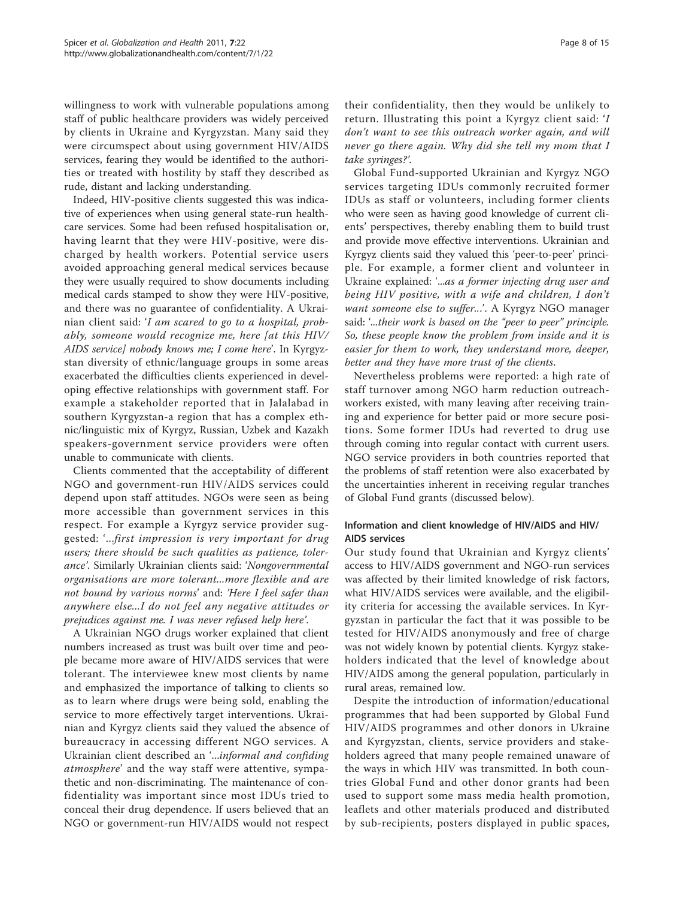willingness to work with vulnerable populations among staff of public healthcare providers was widely perceived by clients in Ukraine and Kyrgyzstan. Many said they were circumspect about using government HIV/AIDS services, fearing they would be identified to the authorities or treated with hostility by staff they described as rude, distant and lacking understanding.

Indeed, HIV-positive clients suggested this was indicative of experiences when using general state-run healthcare services. Some had been refused hospitalisation or, having learnt that they were HIV-positive, were discharged by health workers. Potential service users avoided approaching general medical services because they were usually required to show documents including medical cards stamped to show they were HIV-positive, and there was no guarantee of confidentiality. A Ukrainian client said: '*I am scared to go to a hospital, probably, someone would recognize me, here [at this HIV/AIDS service] nobody knows me; I come here*'. In Kyrgyzstan diversity of ethnic/language groups in some areas exacerbated the difficulties clients experienced in developing effective relationships with government staff. For example a stakeholder reported that in Jalalabad in southern Kyrgyzstan-a region that has a complex ethnic/linguistic mix of Kyrgyz, Russian, Uzbek and Kazakh speakers-government service providers were often unable to communicate with clients.

Clients commented that the acceptability of different NGO and government-run HIV/AIDS services could depend upon staff attitudes. NGOs were seen as being more accessible than government services in this respect. For example a Kyrgyz service provider suggested: '*...first impression is very important for drug users; there should be such qualities as patience, tolerance*'. Similarly Ukrainian clients said: '*Nongovernmental organisations are more tolerant...more flexible and are not bound by various norms*' and: '*Here I feel safer than anywhere else...I do not feel any negative attitudes or prejudices against me. I was never refused help here*'.

A Ukrainian NGO drugs worker explained that client numbers increased as trust was built over time and people became more aware of HIV/AIDS services that were tolerant. The interviewee knew most clients by name and emphasized the importance of talking to clients so as to learn where drugs were being sold, enabling the service to more effectively target interventions. Ukrainian and Kyrgyz clients said they valued the absence of bureaucracy in accessing different NGO services. A Ukrainian client described an '*...informal and confiding atmosphere*' and the way staff were attentive, sympathetic and non-discriminating. The maintenance of confidentiality was important since most IDUs tried to conceal their drug dependence. If users believed that an NGO or government-run HIV/AIDS would not respect their confidentiality, then they would be unlikely to return. Illustrating this point a Kyrgyz client said: '*I don't want to see this outreach worker again, and will never go there again. Why did she tell my mom that I take syringes?*'.

Global Fund-supported Ukrainian and Kyrgyz NGO services targeting IDUs commonly recruited former IDUs as staff or volunteers, including former clients who were seen as having good knowledge of current clients' perspectives, thereby enabling them to build trust and provide move effective interventions. Ukrainian and Kyrgyz clients said they valued this 'peer-to-peer' principle. For example, a former client and volunteer in Ukraine explained: '*...as a former injecting drug user and being HIV positive, with a wife and children, I don't want someone else to suffer...*'. A Kyrgyz NGO manager said: '*...their work is based on the "peer to peer" principle. So, these people know the problem from inside and it is easier for them to work, they understand more, deeper, better and they have more trust of the clients.*

Nevertheless problems were reported: a high rate of staff turnover among NGO harm reduction outreachworkers existed, with many leaving after receiving training and experience for better paid or more secure positions. Some former IDUs had reverted to drug use through coming into regular contact with current users. NGO service providers in both countries reported that the problems of staff retention were also exacerbated by the uncertainties inherent in receiving regular tranches of Global Fund grants (discussed below).

### Information and client knowledge of HIV/AIDS and HIV/AIDS services

Our study found that Ukrainian and Kyrgyz clients' access to HIV/AIDS government and NGO-run services was affected by their limited knowledge of risk factors, what HIV/AIDS services were available, and the eligibility criteria for accessing the available services. In Kyrgyzstan in particular the fact that it was possible to be tested for HIV/AIDS anonymously and free of charge was not widely known by potential clients. Kyrgyz stakeholders indicated that the level of knowledge about HIV/AIDS among the general population, particularly in rural areas, remained low.

Despite the introduction of information/educational programmes that had been supported by Global Fund HIV/AIDS programmes and other donors in Ukraine and Kyrgyzstan, clients, service providers and stakeholders agreed that many people remained unaware of the ways in which HIV was transmitted. In both countries Global Fund and other donor grants had been used to support some mass media health promotion, leaflets and other materials produced and distributed by sub-recipients, posters displayed in public spaces,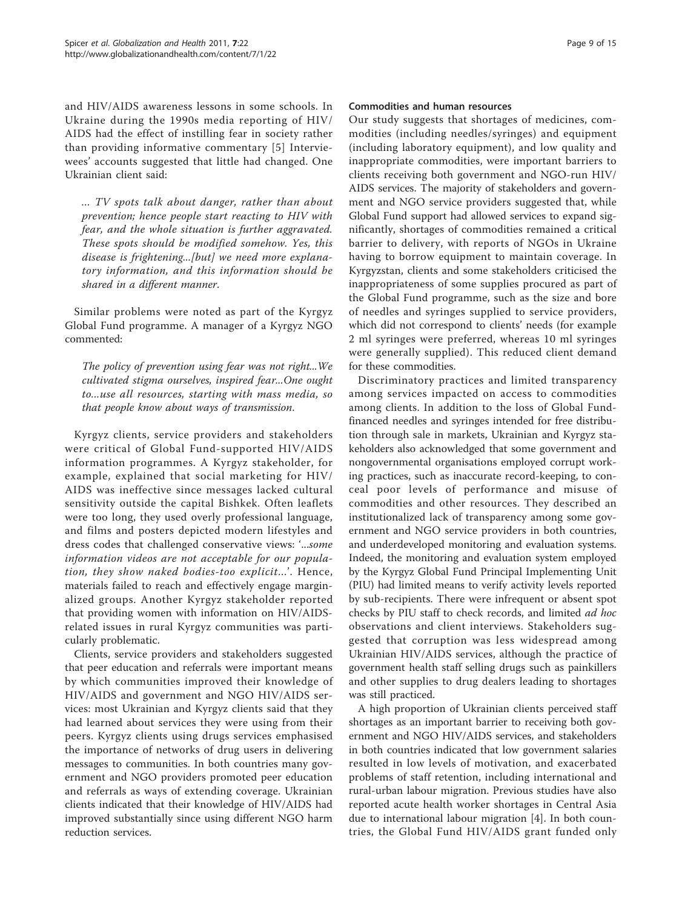and HIV/AIDS awareness lessons in some schools. In Ukraine during the 1990s media reporting of HIV/AIDS had the effect of instilling fear in society rather than providing informative commentary [5] Interviewees' accounts suggested that little had changed. One Ukrainian client said:

> ... TV spots talk about danger, rather than about prevention; hence people start reacting to HIV with fear, and the whole situation is further aggravated. These spots should be modified somehow. Yes, this disease is frightening...[but] we need more explanatory information, and this information should be shared in a different manner.

Similar problems were noted as part of the Kyrgyz Global Fund programme. A manager of a Kyrgyz NGO commented:

> The policy of prevention using fear was not right...We cultivated stigma ourselves, inspired fear...One ought to...use all resources, starting with mass media, so that people know about ways of transmission.

Kyrgyz clients, service providers and stakeholders were critical of Global Fund-supported HIV/AIDS information programmes. A Kyrgyz stakeholder, for example, explained that social marketing for HIV/AIDS was ineffective since messages lacked cultural sensitivity outside the capital Bishkek. Often leaflets were too long, they used overly professional language, and films and posters depicted modern lifestyles and dress codes that challenged conservative views: '...*some information videos are not acceptable for our population, they show naked bodies-too explicit*...'. Hence, materials failed to reach and effectively engage marginalized groups. Another Kyrgyz stakeholder reported that providing women with information on HIV/AIDS-related issues in rural Kyrgyz communities was particularly problematic.

Clients, service providers and stakeholders suggested that peer education and referrals were important means by which communities improved their knowledge of HIV/AIDS and government and NGO HIV/AIDS services: most Ukrainian and Kyrgyz clients said that they had learned about services they were using from their peers. Kyrgyz clients using drugs services emphasised the importance of networks of drug users in delivering messages to communities. In both countries many government and NGO providers promoted peer education and referrals as ways of extending coverage. Ukrainian clients indicated that their knowledge of HIV/AIDS had improved substantially since using different NGO harm reduction services.

#### Commodities and human resources

Our study suggests that shortages of medicines, commodities (including needles/syringes) and equipment (including laboratory equipment), and low quality and inappropriate commodities, were important barriers to clients receiving both government and NGO-run HIV/AIDS services. The majority of stakeholders and government and NGO service providers suggested that, while Global Fund support had allowed services to expand significantly, shortages of commodities remained a critical barrier to delivery, with reports of NGOs in Ukraine having to borrow equipment to maintain coverage. In Kyrgyzstan, clients and some stakeholders criticised the inappropriateness of some supplies procured as part of the Global Fund programme, such as the size and bore of needles and syringes supplied to service providers, which did not correspond to clients' needs (for example 2 ml syringes were preferred, whereas 10 ml syringes were generally supplied). This reduced client demand for these commodities.

Discriminatory practices and limited transparency among services impacted on access to commodities among clients. In addition to the loss of Global Fund-financed needles and syringes intended for free distribution through sale in markets, Ukrainian and Kyrgyz stakeholders also acknowledged that some government and nongovernmental organisations employed corrupt working practices, such as inaccurate record-keeping, to conceal poor levels of performance and misuse of commodities and other resources. They described an institutionalized lack of transparency among some government and NGO service providers in both countries, and underdeveloped monitoring and evaluation systems. Indeed, the monitoring and evaluation system employed by the Kyrgyz Global Fund Principal Implementing Unit (PIU) had limited means to verify activity levels reported by sub-recipients. There were infrequent or absent spot checks by PIU staff to check records, and limited *ad hoc* observations and client interviews. Stakeholders suggested that corruption was less widespread among Ukrainian HIV/AIDS services, although the practice of government health staff selling drugs such as painkillers and other supplies to drug dealers leading to shortages was still practiced.

A high proportion of Ukrainian clients perceived staff shortages as an important barrier to receiving both government and NGO HIV/AIDS services, and stakeholders in both countries indicated that low government salaries resulted in low levels of motivation, and exacerbated problems of staff retention, including international and rural-urban labour migration. Previous studies have also reported acute health worker shortages in Central Asia due to international labour migration [4]. In both countries, the Global Fund HIV/AIDS grant funded only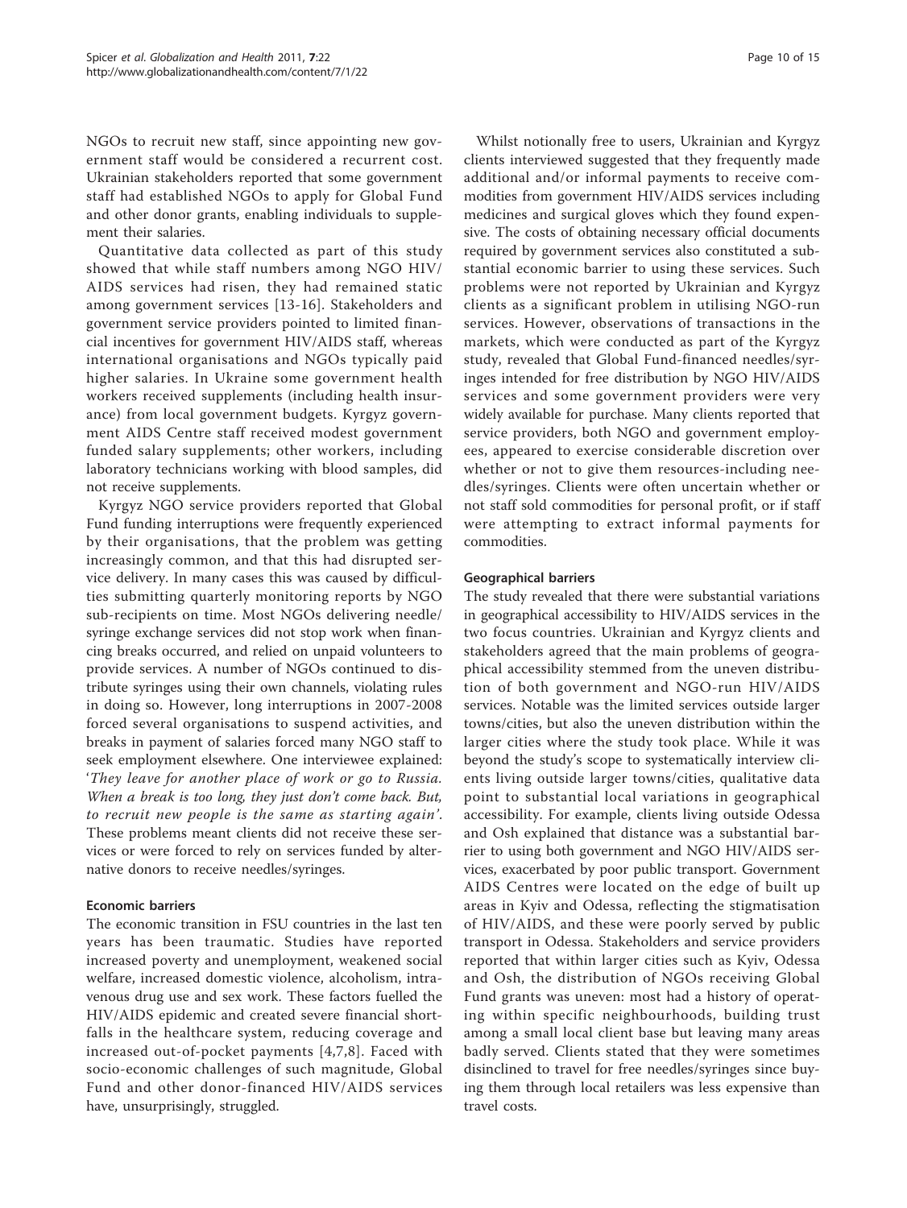NGOs to recruit new staff, since appointing new government staff would be considered a recurrent cost. Ukrainian stakeholders reported that some government staff had established NGOs to apply for Global Fund and other donor grants, enabling individuals to supplement their salaries.

Quantitative data collected as part of this study showed that while staff numbers among NGO HIV/AIDS services had risen, they had remained static among government services [13-16]. Stakeholders and government service providers pointed to limited financial incentives for government HIV/AIDS staff, whereas international organisations and NGOs typically paid higher salaries. In Ukraine some government health workers received supplements (including health insurance) from local government budgets. Kyrgyz government AIDS Centre staff received modest government funded salary supplements; other workers, including laboratory technicians working with blood samples, did not receive supplements.

Kyrgyz NGO service providers reported that Global Fund funding interruptions were frequently experienced by their organisations, that the problem was getting increasingly common, and that this had disrupted service delivery. In many cases this was caused by difficulties submitting quarterly monitoring reports by NGO sub-recipients on time. Most NGOs delivering needle/syringe exchange services did not stop work when financing breaks occurred, and relied on unpaid volunteers to provide services. A number of NGOs continued to distribute syringes using their own channels, violating rules in doing so. However, long interruptions in 2007-2008 forced several organisations to suspend activities, and breaks in payment of salaries forced many NGO staff to seek employment elsewhere. One interviewee explained: '*They leave for another place of work or go to Russia. When a break is too long, they just don't come back. But, to recruit new people is the same as starting again*'. These problems meant clients did not receive these services or were forced to rely on services funded by alternative donors to receive needles/syringes.

### Economic barriers

The economic transition in FSU countries in the last ten years has been traumatic. Studies have reported increased poverty and unemployment, weakened social welfare, increased domestic violence, alcoholism, intravenous drug use and sex work. These factors fuelled the HIV/AIDS epidemic and created severe financial shortfalls in the healthcare system, reducing coverage and increased out-of-pocket payments [4,7,8]. Faced with socio-economic challenges of such magnitude, Global Fund and other donor-financed HIV/AIDS services have, unsurprisingly, struggled.

Whilst notionally free to users, Ukrainian and Kyrgyz clients interviewed suggested that they frequently made additional and/or informal payments to receive commodities from government HIV/AIDS services including medicines and surgical gloves which they found expensive. The costs of obtaining necessary official documents required by government services also constituted a substantial economic barrier to using these services. Such problems were not reported by Ukrainian and Kyrgyz clients as a significant problem in utilising NGO-run services. However, observations of transactions in the markets, which were conducted as part of the Kyrgyz study, revealed that Global Fund-financed needles/syringes intended for free distribution by NGO HIV/AIDS services and some government providers were very widely available for purchase. Many clients reported that service providers, both NGO and government employees, appeared to exercise considerable discretion over whether or not to give them resources-including needles/syringes. Clients were often uncertain whether or not staff sold commodities for personal profit, or if staff were attempting to extract informal payments for commodities.

### Geographical barriers

The study revealed that there were substantial variations in geographical accessibility to HIV/AIDS services in the two focus countries. Ukrainian and Kyrgyz clients and stakeholders agreed that the main problems of geographical accessibility stemmed from the uneven distribution of both government and NGO-run HIV/AIDS services. Notable was the limited services outside larger towns/cities, but also the uneven distribution within the larger cities where the study took place. While it was beyond the study's scope to systematically interview clients living outside larger towns/cities, qualitative data point to substantial local variations in geographical accessibility. For example, clients living outside Odessa and Osh explained that distance was a substantial barrier to using both government and NGO HIV/AIDS services, exacerbated by poor public transport. Government AIDS Centres were located on the edge of built up areas in Kyiv and Odessa, reflecting the stigmatisation of HIV/AIDS, and these were poorly served by public transport in Odessa. Stakeholders and service providers reported that within larger cities such as Kyiv, Odessa and Osh, the distribution of NGOs receiving Global Fund grants was uneven: most had a history of operating within specific neighbourhoods, building trust among a small local client base but leaving many areas badly served. Clients stated that they were sometimes disinclined to travel for free needles/syringes since buying them through local retailers was less expensive than travel costs.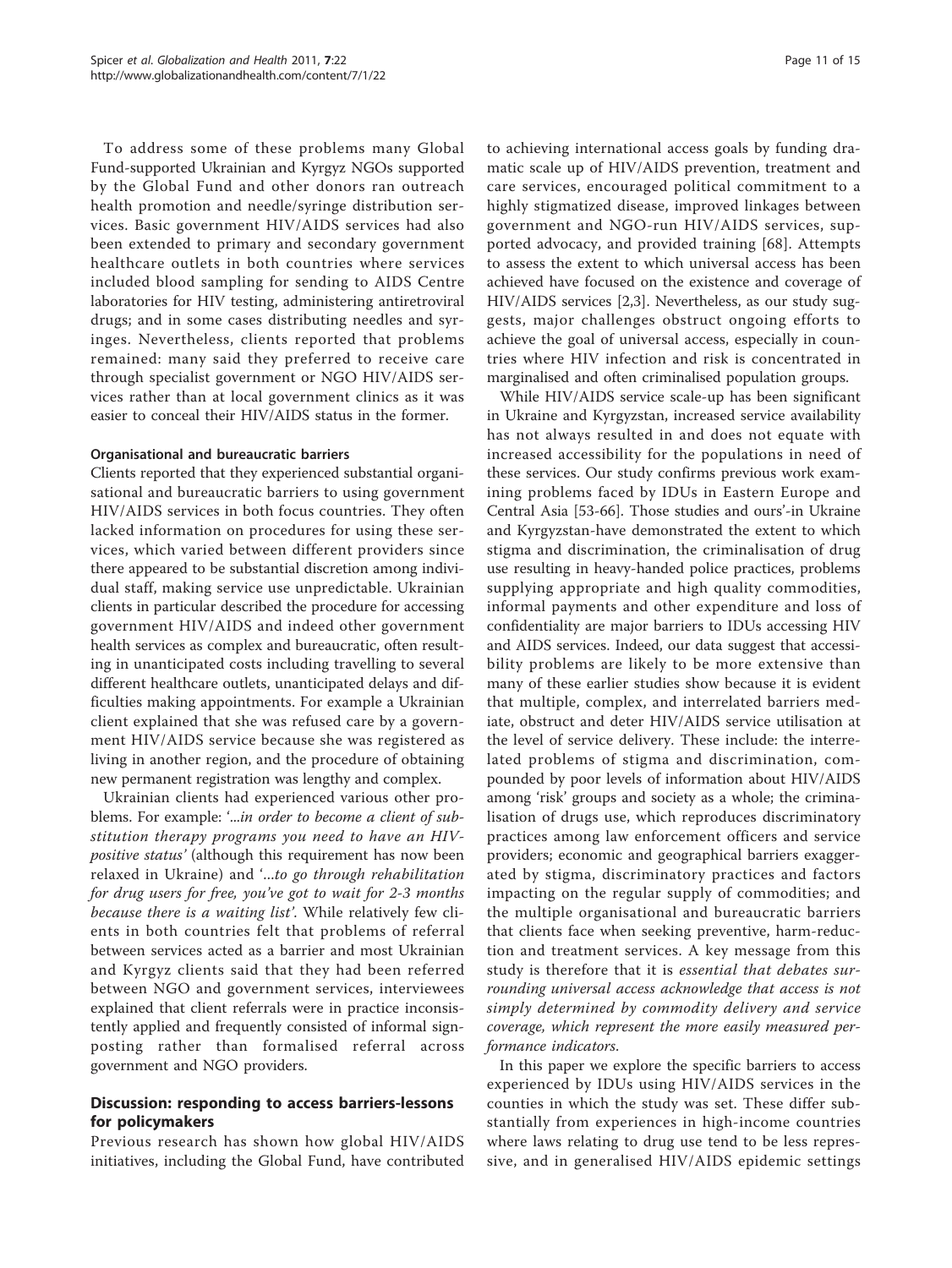To address some of these problems many Global Fund-supported Ukrainian and Kyrgyz NGOs supported by the Global Fund and other donors ran outreach health promotion and needle/syringe distribution services. Basic government HIV/AIDS services had also been extended to primary and secondary government healthcare outlets in both countries where services included blood sampling for sending to AIDS Centre laboratories for HIV testing, administering antiretroviral drugs; and in some cases distributing needles and syringes. Nevertheless, clients reported that problems remained: many said they preferred to receive care through specialist government or NGO HIV/AIDS services rather than at local government clinics as it was easier to conceal their HIV/AIDS status in the former.

#### Organisational and bureaucratic barriers

Clients reported that they experienced substantial organisational and bureaucratic barriers to using government HIV/AIDS services in both focus countries. They often lacked information on procedures for using these services, which varied between different providers since there appeared to be substantial discretion among individual staff, making service use unpredictable. Ukrainian clients in particular described the procedure for accessing government HIV/AIDS and indeed other government health services as complex and bureaucratic, often resulting in unanticipated costs including travelling to several different healthcare outlets, unanticipated delays and difficulties making appointments. For example a Ukrainian client explained that she was refused care by a government HIV/AIDS service because she was registered as living in another region, and the procedure of obtaining new permanent registration was lengthy and complex.

Ukrainian clients had experienced various other problems. For example: '*...in order to become a client of substitution therapy programs you need to have an HIV-positive status'* (although this requirement has now been relaxed in Ukraine) and '*...to go through rehabilitation for drug users for free, you've got to wait for 2-3 months because there is a waiting list'*. While relatively few clients in both countries felt that problems of referral between services acted as a barrier and most Ukrainian and Kyrgyz clients said that they had been referred between NGO and government services, interviewees explained that client referrals were in practice inconsistently applied and frequently consisted of informal signposting rather than formalised referral across government and NGO providers.

## Discussion: responding to access barriers-lessons for policymakers

Previous research has shown how global HIV/AIDS initiatives, including the Global Fund, have contributed to achieving international access goals by funding dramatic scale up of HIV/AIDS prevention, treatment and care services, encouraged political commitment to a highly stigmatized disease, improved linkages between government and NGO-run HIV/AIDS services, supported advocacy, and provided training [68]. Attempts to assess the extent to which universal access has been achieved have focused on the existence and coverage of HIV/AIDS services [2,3]. Nevertheless, as our study suggests, major challenges obstruct ongoing efforts to achieve the goal of universal access, especially in countries where HIV infection and risk is concentrated in marginalised and often criminalised population groups.

While HIV/AIDS service scale-up has been significant in Ukraine and Kyrgyzstan, increased service availability has not always resulted in and does not equate with increased accessibility for the populations in need of these services. Our study confirms previous work examining problems faced by IDUs in Eastern Europe and Central Asia [53-66]. Those studies and ours'-in Ukraine and Kyrgyzstan-have demonstrated the extent to which stigma and discrimination, the criminalisation of drug use resulting in heavy-handed police practices, problems supplying appropriate and high quality commodities, informal payments and other expenditure and loss of confidentiality are major barriers to IDUs accessing HIV and AIDS services. Indeed, our data suggest that accessibility problems are likely to be more extensive than many of these earlier studies show because it is evident that multiple, complex, and interrelated barriers mediate, obstruct and deter HIV/AIDS service utilisation at the level of service delivery. These include: the interrelated problems of stigma and discrimination, compounded by poor levels of information about HIV/AIDS among 'risk' groups and society as a whole; the criminalisation of drugs use, which reproduces discriminatory practices among law enforcement officers and service providers; economic and geographical barriers exaggerated by stigma, discriminatory practices and factors impacting on the regular supply of commodities; and the multiple organisational and bureaucratic barriers that clients face when seeking preventive, harm-reduction and treatment services. A key message from this study is therefore that it is *essential that debates surrounding universal access acknowledge that access is not simply determined by commodity delivery and service coverage, which represent the more easily measured performance indicators.*

In this paper we explore the specific barriers to access experienced by IDUs using HIV/AIDS services in the counties in which the study was set. These differ substantially from experiences in high-income countries where laws relating to drug use tend to be less repressive, and in generalised HIV/AIDS epidemic settings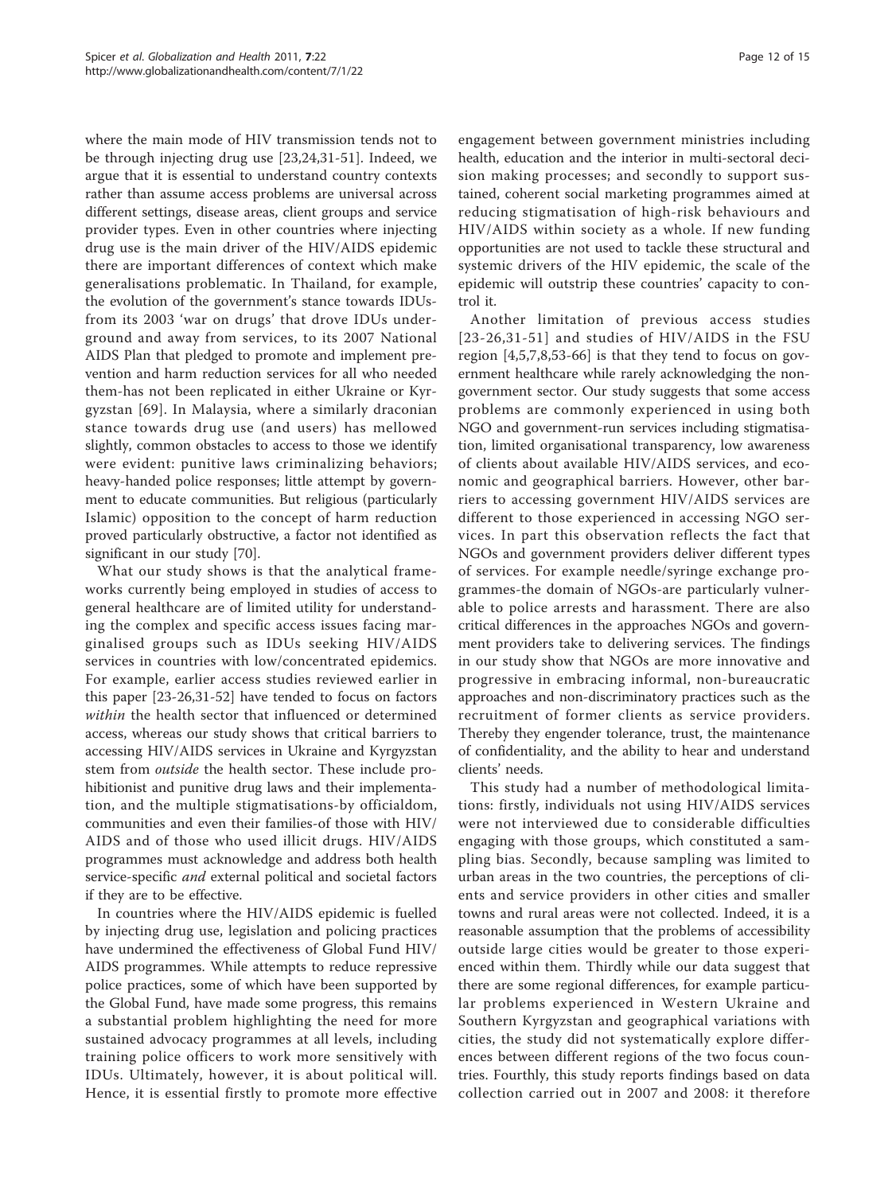where the main mode of HIV transmission tends not to be through injecting drug use [23,24,31-51]. Indeed, we argue that it is essential to understand country contexts rather than assume access problems are universal across different settings, disease areas, client groups and service provider types. Even in other countries where injecting drug use is the main driver of the HIV/AIDS epidemic there are important differences of context which make generalisations problematic. In Thailand, for example, the evolution of the government's stance towards IDUs-from its 2003 'war on drugs' that drove IDUs underground and away from services, to its 2007 National AIDS Plan that pledged to promote and implement prevention and harm reduction services for all who needed them-has not been replicated in either Ukraine or Kyrgyzstan [69]. In Malaysia, where a similarly draconian stance towards drug use (and users) has mellowed slightly, common obstacles to access to those we identify were evident: punitive laws criminalizing behaviors; heavy-handed police responses; little attempt by government to educate communities. But religious (particularly Islamic) opposition to the concept of harm reduction proved particularly obstructive, a factor not identified as significant in our study [70].

What our study shows is that the analytical frameworks currently being employed in studies of access to general healthcare are of limited utility for understanding the complex and specific access issues facing marginalised groups such as IDUs seeking HIV/AIDS services in countries with low/concentrated epidemics. For example, earlier access studies reviewed earlier in this paper [23-26,31-52] have tended to focus on factors *within* the health sector that influenced or determined access, whereas our study shows that critical barriers to accessing HIV/AIDS services in Ukraine and Kyrgyzstan stem from *outside* the health sector. These include prohibitionist and punitive drug laws and their implementation, and the multiple stigmatisations-by officialdom, communities and even their families-of those with HIV/AIDS and of those who used illicit drugs. HIV/AIDS programmes must acknowledge and address both health service-specific *and* external political and societal factors if they are to be effective.

In countries where the HIV/AIDS epidemic is fuelled by injecting drug use, legislation and policing practices have undermined the effectiveness of Global Fund HIV/AIDS programmes. While attempts to reduce repressive police practices, some of which have been supported by the Global Fund, have made some progress, this remains a substantial problem highlighting the need for more sustained advocacy programmes at all levels, including training police officers to work more sensitively with IDUs. Ultimately, however, it is about political will. Hence, it is essential firstly to promote more effective engagement between government ministries including health, education and the interior in multi-sectoral decision making processes; and secondly to support sustained, coherent social marketing programmes aimed at reducing stigmatisation of high-risk behaviours and HIV/AIDS within society as a whole. If new funding opportunities are not used to tackle these structural and systemic drivers of the HIV epidemic, the scale of the epidemic will outstrip these countries' capacity to control it.

Another limitation of previous access studies [23-26,31-51] and studies of HIV/AIDS in the FSU region [4,5,7,8,53-66] is that they tend to focus on government healthcare while rarely acknowledging the non-government sector. Our study suggests that some access problems are commonly experienced in using both NGO and government-run services including stigmatisation, limited organisational transparency, low awareness of clients about available HIV/AIDS services, and economic and geographical barriers. However, other barriers to accessing government HIV/AIDS services are different to those experienced in accessing NGO services. In part this observation reflects the fact that NGOs and government providers deliver different types of services. For example needle/syringe exchange programmes-the domain of NGOs-are particularly vulnerable to police arrests and harassment. There are also critical differences in the approaches NGOs and government providers take to delivering services. The findings in our study show that NGOs are more innovative and progressive in embracing informal, non-bureaucratic approaches and non-discriminatory practices such as the recruitment of former clients as service providers. Thereby they engender tolerance, trust, the maintenance of confidentiality, and the ability to hear and understand clients' needs.

This study had a number of methodological limitations: firstly, individuals not using HIV/AIDS services were not interviewed due to considerable difficulties engaging with those groups, which constituted a sampling bias. Secondly, because sampling was limited to urban areas in the two countries, the perceptions of clients and service providers in other cities and smaller towns and rural areas were not collected. Indeed, it is a reasonable assumption that the problems of accessibility outside large cities would be greater to those experienced within them. Thirdly while our data suggest that there are some regional differences, for example particular problems experienced in Western Ukraine and Southern Kyrgyzstan and geographical variations with cities, the study did not systematically explore differences between different regions of the two focus countries. Fourthly, this study reports findings based on data collection carried out in 2007 and 2008: it therefore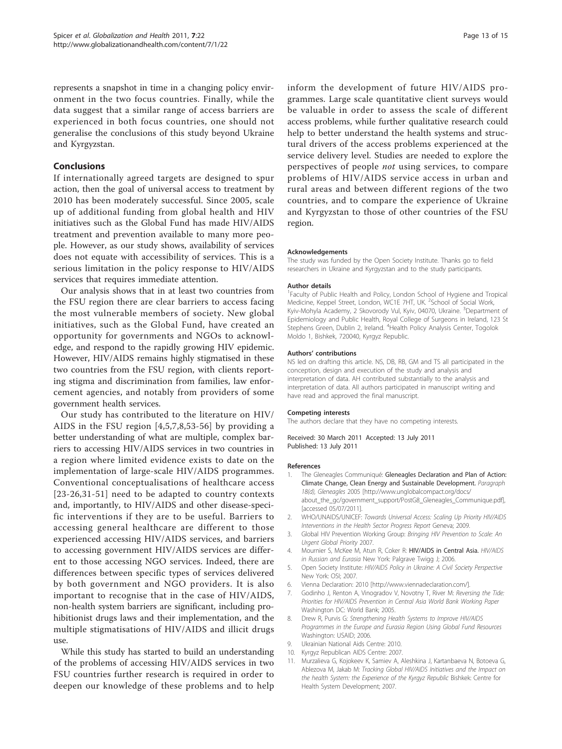represents a snapshot in time in a changing policy environment in the two focus countries. Finally, while the data suggest that a similar range of access barriers are experienced in both focus countries, one should not generalise the conclusions of this study beyond Ukraine and Kyrgyzstan.

## Conclusions

If internationally agreed targets are designed to spur action, then the goal of universal access to treatment by 2010 has been moderately successful. Since 2005, scale up of additional funding from global health and HIV initiatives such as the Global Fund has made HIV/AIDS treatment and prevention available to many more people. However, as our study shows, availability of services does not equate with accessibility of services. This is a serious limitation in the policy response to HIV/AIDS services that requires immediate attention.

Our analysis shows that in at least two countries from the FSU region there are clear barriers to access facing the most vulnerable members of society. New global initiatives, such as the Global Fund, have created an opportunity for governments and NGOs to acknowledge, and respond to the rapidly growing HIV epidemic. However, HIV/AIDS remains highly stigmatised in these two countries from the FSU region, with clients reporting stigma and discrimination from families, law enforcement agencies, and notably from providers of some government health services.

Our study has contributed to the literature on HIV/AIDS in the FSU region [4,5,7,8,53-56] by providing a better understanding of what are multiple, complex barriers to accessing HIV/AIDS services in two countries in a region where limited evidence exists to date on the implementation of large-scale HIV/AIDS programmes. Conventional conceptualisations of healthcare access [23-26,31-51] need to be adapted to country contexts and, importantly, to HIV/AIDS and other disease-specific interventions if they are to be useful. Barriers to accessing general healthcare are different to those experienced accessing HIV/AIDS services, and barriers to accessing government HIV/AIDS services are different to those accessing NGO services. Indeed, there are differences between specific types of services delivered by both government and NGO providers. It is also important to recognise that in the case of HIV/AIDS, non-health system barriers are significant, including prohibitionist drugs laws and their implementation, and the multiple stigmatisations of HIV/AIDS and illicit drugs use.

While this study has started to build an understanding of the problems of accessing HIV/AIDS services in two FSU countries further research is required in order to deepen our knowledge of these problems and to help inform the development of future HIV/AIDS programmes. Large scale quantitative client surveys would be valuable in order to assess the scale of different access problems, while further qualitative research could help to better understand the health systems and structural drivers of the access problems experienced at the service delivery level. Studies are needed to explore the perspectives of people *not* using services, to compare problems of HIV/AIDS service access in urban and rural areas and between different regions of the two countries, and to compare the experience of Ukraine and Kyrgyzstan to those of other countries of the FSU region.

#### Acknowledgements

The study was funded by the Open Society Institute. Thanks go to field researchers in Ukraine and Kyrgyzstan and to the study participants.

#### Author details

[1]Faculty of Public Health and Policy, London School of Hygiene and Tropical Medicine, Keppel Street, London, WC1E 7HT, UK. [2]School of Social Work, Kyiv-Mohyla Academy, 2 Skovorody Vul, Kyiv, 04070, Ukraine. [3]Department of Epidemiology and Public Health, Royal College of Surgeons in Ireland, 123 St Stephens Green, Dublin 2, Ireland. [4]Health Policy Analysis Center, Togolok Moldo 1, Bishkek, 720040, Kyrgyz Republic.

#### Authors' contributions

NS led on drafting this article. NS, DB, RB, GM and TS all participated in the conception, design and execution of the study and analysis and interpretation of data. AH contributed substantially to the analysis and interpretation of data. All authors participated in manuscript writing and have read and approved the final manuscript.

#### Competing interests

The authors declare that they have no competing interests.

Received: 30 March 2011 Accepted: 13 July 2011
Published: 13 July 2011

#### References

1. The Gleneagles Communiqué: **Gleneagles Declaration and Plan of Action: Climate Change, Clean Energy and Sustainable Development.** *Paragraph 18(d), Gleneagles* 2005 [http://www.unglobalcompact.org/docs/about_the_gc/government_support/PostG8_Gleneagles_Communique.pdf], [accessed 05/07/2011].
2. WHO/UNAIDS/UNICEF: *Towards Universal Access: Scaling Up Priority HIV/AIDS Interventions in the Health Sector Progress Report* Geneva; 2009.
3. Global HIV Prevention Working Group: *Bringing HIV Prevention to Scale: An Urgent Global Priority* 2007.
4. Mournier S, McKee M, Atun R, Coker R: **HIV/AIDS in Central Asia.** *HIV/AIDS in Russian and Eurasia* New York: Palgrave Twigg J; 2006.
5. Open Society Institute: *HIV/AIDS Policy in Ukraine: A Civil Society Perspective* New York: OSI; 2007.
6. Vienna Declaration: 2010 [http://www.viennadeclaration.com/].
7. Godinho J, Renton A, Vinogradov V, Novotny T, River M: *Reversing the Tide: Priorities for HIV/AIDS Prevention in Central Asia World Bank Working Paper* Washington DC: World Bank; 2005.
8. Drew R, Purvis G: *Strengthening Health Systems to Improve HIV/AIDS Programmes in the Europe and Eurasia Region Using Global Fund Resources* Washington: USAID; 2006.
9. Ukrainian National Aids Centre: 2010.
10. Kyrgyz Republican AIDS Centre: 2007.
11. Murzalieva G, Kojokeev K, Samiev A, Aleshkina J, Kartanbaeva N, Botoeva G, Ablezova M, Jakab M: *Tracking Global HIV/AIDS Initiatives and the Impact on the health System: the Experience of the Kyrgyz Republic* Bishkek: Centre for Health System Development; 2007.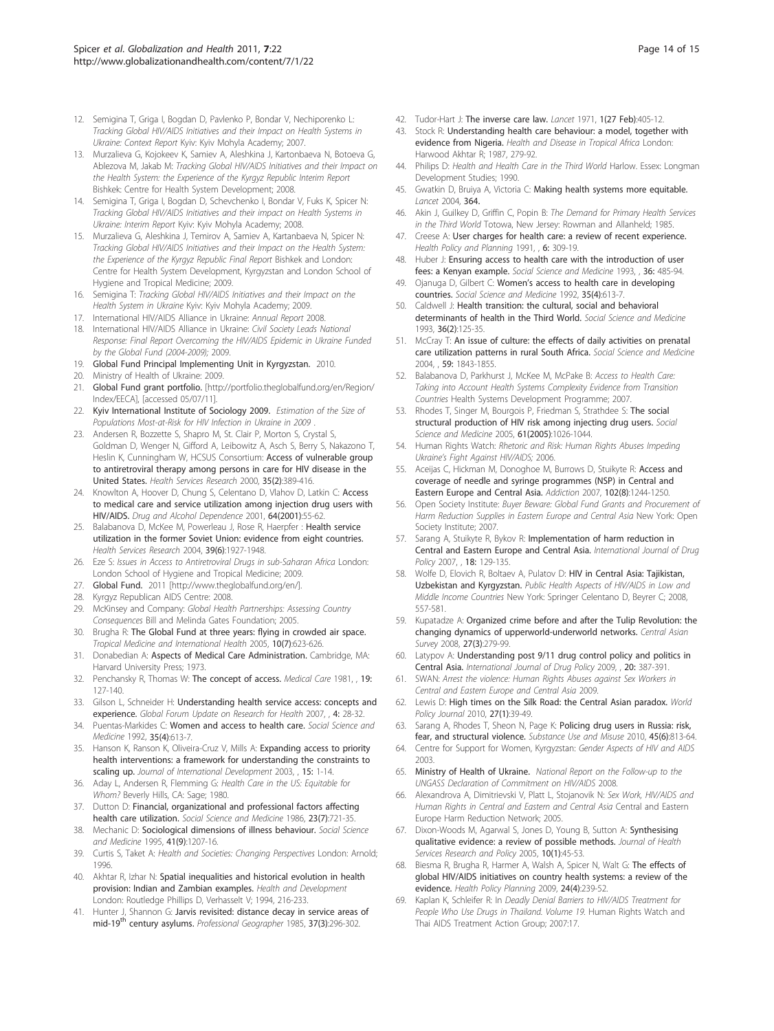12. Semigina T, Griga I, Bogdan D, Pavlenko P, Bondar V, Nechiporenko L: *Tracking Global HIV/AIDS Initiatives and their Impact on Health Systems in Ukraine: Context Report* Kyiv: Kyiv Mohyla Academy; 2007.
13. Murzalieva G, Kojokeev K, Samiev A, Aleshkina J, Kartonbaeva N, Botoeva G, Ablezova M, Jakab M: *Tracking Global HIV/AIDS Initiatives and their Impact on the Health System: the Experience of the Kyrgyz Republic Interim Report* Bishkek: Centre for Health System Development; 2008.
14. Semigina T, Griga I, Bogdan D, Schevchenko I, Bondar V, Fuks K, Spicer N: *Tracking Global HIV/AIDS Initiatives and their impact on Health Systems in Ukraine: Interim Report* Kyiv: Kyiv Mohyla Academy; 2008.
15. Murzalieva G, Aleshkina J, Temirov A, Samiev A, Kartanbaeva N, Spicer N: *Tracking Global HIV/AIDS Initiatives and their Impact on the Health System: the Experience of the Kyrgyz Republic Final Report* Bishkek and London: Centre for Health System Development, Kyrgyzstan and London School of Hygiene and Tropical Medicine; 2009.
16. Semigina T: *Tracking Global HIV/AIDS Initiatives and their Impact on the Health System in Ukraine* Kyiv: Kyiv Mohyla Academy; 2009.
17. International HIV/AIDS Alliance in Ukraine: *Annual Report* 2008.
18. International HIV/AIDS Alliance in Ukraine: *Civil Society Leads National Response: Final Report Overcoming the HIV/AIDS Epidemic in Ukraine Funded by the Global Fund (2004-2009);* 2009.
19. **Global Fund Principal Implementing Unit in Kyrgyzstan.** 2010.
20. Ministry of Health of Ukraine: 2009.
21. **Global Fund grant portfolio.** [http://portfolio.theglobalfund.org/en/Region/Index/EECA], [accessed 05/07/11].
22. **Kyiv International Institute of Sociology 2009.** *Estimation of the Size of Populations Most-at-Risk for HIV Infection in Ukraine in 2009* .
23. Andersen R, Bozzette S, Shapro M, St. Clair P, Morton S, Crystal S, Goldman D, Wenger N, Gifford A, Leibowitz A, Asch S, Berry S, Nakazono T, Heslin K, Cunningham W, HCSUS Consortium: **Access of vulnerable group to antiretroviral therapy among persons in care for HIV disease in the United States.** *Health Services Research* 2000, **35(2)**:389-416.
24. Knowlton A, Hoover D, Chung S, Celentano D, Vlahov D, Latkin C: **Access to medical care and service utilization among injection drug users with HIV/AIDS.** *Drug and Alcohol Dependence* 2001, **64(2001)**:55-62.
25. Balabanova D, McKee M, Powerleau J, Rose R, Haerpfer : **Health service utilization in the former Soviet Union: evidence from eight countries.** *Health Services Research* 2004, **39(6)**:1927-1948.
26. Eze S: *Issues in Access to Antiretroviral Drugs in sub-Saharan Africa* London: London School of Hygiene and Tropical Medicine; 2009.
27. **Global Fund.** 2011 [http://www.theglobalfund.org/en/].
28. Kyrgyz Republican AIDS Centre: 2008.
29. McKinsey and Company: *Global Health Partnerships: Assessing Country Consequences* Bill and Melinda Gates Foundation; 2005.
30. Brugha R: **The Global Fund at three years: flying in crowded air space.** *Tropical Medicine and International Health* 2005, **10(7)**:623-626.
31. Donabedian A: **Aspects of Medical Care Administration.** Cambridge, MA: Harvard University Press; 1973.
32. Penchansky R, Thomas W: **The concept of access.** *Medical Care* 1981, , **19:** 127-140.
33. Gilson L, Schneider H: **Understanding health service access: concepts and experience.** *Global Forum Update on Research for Health* 2007, , **4:** 28-32.
34. Puentas-Markides C: **Women and access to health care.** *Social Science and Medicine* 1992, **35(4)**:613-7.
35. Hanson K, Ranson K, Oliveira-Cruz V, Mills A: **Expanding access to priority health interventions: a framework for understanding the constraints to scaling up.** *Journal of International Development* 2003, , **15:** 1-14.
36. Aday L, Andersen R, Flemming G: *Health Care in the US: Equitable for Whom?* Beverly Hills, CA: Sage; 1980.
37. Dutton D: **Financial, organizational and professional factors affecting health care utilization.** *Social Science and Medicine* 1986, **23(7)**:721-35.
38. Mechanic D: **Sociological dimensions of illness behaviour.** *Social Science and Medicine* 1995, **41(9)**:1207-16.
39. Curtis S, Taket A: *Health and Societies: Changing Perspectives* London: Arnold; 1996.
40. Akhtar R, Izhar N: **Spatial inequalities and historical evolution in health provision: Indian and Zambian examples.** *Health and Development* London: Routledge Phillips D, Verhasselt V; 1994, 216-233.
41. Hunter J, Shannon G: **Jarvis revisited: distance decay in service areas of mid-19th century asylums.** *Professional Geographer* 1985, **37(3)**:296-302.
42. Tudor-Hart J: **The inverse care law.** *Lancet* 1971, **1(27 Feb)**:405-12.
43. Stock R: **Understanding health care behaviour: a model, together with evidence from Nigeria.** *Health and Disease in Tropical Africa* London: Harwood Akhtar R; 1987, 279-92.
44. Philips D: *Health and Health Care in the Third World* Harlow. Essex: Longman Development Studies; 1990.
45. Gwatkin D, Bruiya A, Victoria C: **Making health systems more equitable.** *Lancet* 2004, **364.**
46. Akin J, Guilkey D, Griffin C, Popin B: *The Demand for Primary Health Services in the Third World* Totowa, New Jersey: Rowman and Allanheld; 1985.
47. Creese A: **User charges for health care: a review of recent experience.** *Health Policy and Planning* 1991, , **6:** 309-19.
48. Huber J: **Ensuring access to health care with the introduction of user fees: a Kenyan example.** *Social Science and Medicine* 1993, , **36:** 485-94.
49. Ojanuga D, Gilbert C: **Women's access to health care in developing countries.** *Social Science and Medicine* 1992, **35(4)**:613-7.
50. Caldwell J: **Health transition: the cultural, social and behavioral determinants of health in the Third World.** *Social Science and Medicine* 1993, **36(2)**:125-35.
51. McCray T: **An issue of culture: the effects of daily activities on prenatal care utilization patterns in rural South Africa.** *Social Science and Medicine* 2004, , **59:** 1843-1855.
52. Balabanova D, Parkhurst J, McKee M, McPake B: *Access to Health Care: Taking into Account Health Systems Complexity Evidence from Transition Countries* Health Systems Development Programme; 2007.
53. Rhodes T, Singer M, Bourgois P, Friedman S, Strathdee S: **The social structural production of HIV risk among injecting drug users.** *Social Science and Medicine* 2005, **61(2005)**:1026-1044.
54. Human Rights Watch: *Rhetoric and Risk: Human Rights Abuses Impeding Ukraine's Fight Against HIV/AIDS;* 2006.
55. Aceijas C, Hickman M, Donoghoe M, Burrows D, Stuikyte R: **Access and coverage of needle and syringe programmes (NSP) in Central and Eastern Europe and Central Asia.** *Addiction* 2007, **102(8)**:1244-1250.
56. Open Society Institute: *Buyer Beware: Global Fund Grants and Procurement of Harm Reduction Supplies in Eastern Europe and Central Asia* New York: Open Society Institute; 2007.
57. Sarang A, Stuikyte R, Bykov R: **Implementation of harm reduction in Central and Eastern Europe and Central Asia.** *International Journal of Drug Policy* 2007, , **18:** 129-135.
58. Wolfe D, Elovich R, Boltaev A, Pulatov D: **HIV in Central Asia: Tajikistan, Uzbekistan and Kyrgyzstan.** *Public Health Aspects of HIV/AIDS in Low and Middle Income Countries* New York: Springer Celentano D, Beyrer C; 2008, 557-581.
59. Kupatadze A: **Organized crime before and after the Tulip Revolution: the changing dynamics of upperworld-underworld networks.** *Central Asian Survey* 2008, **27(3)**:279-99.
60. Latypov A: **Understanding post 9/11 drug control policy and politics in Central Asia.** *International Journal of Drug Policy* 2009, , **20:** 387-391.
61. SWAN: *Arrest the violence: Human Rights Abuses against Sex Workers in Central and Eastern Europe and Central Asia* 2009.
62. Lewis D: **High times on the Silk Road: the Central Asian paradox.** *World Policy Journal* 2010, **27(1)**:39-49.
63. Sarang A, Rhodes T, Sheon N, Page K: **Policing drug users in Russia: risk, fear, and structural violence.** *Substance Use and Misuse* 2010, **45(6)**:813-64.
64. Centre for Support for Women, Kyrgyzstan: *Gender Aspects of HIV and AIDS* 2003.
65. **Ministry of Health of Ukraine.** *National Report on the Follow-up to the UNGASS Declaration of Commitment on HIV/AIDS* 2008.
66. Alexandrova A, Dimitrievski V, Platt L, Stojanovik N: *Sex Work, HIV/AIDS and Human Rights in Central and Eastern and Central Asia* Central and Eastern Europe Harm Reduction Network; 2005.
67. Dixon-Woods M, Agarwal S, Jones D, Young B, Sutton A: **Synthesising qualitative evidence: a review of possible methods.** *Journal of Health Services Research and Policy* 2005, **10(1)**:45-53.
68. Biesma R, Brugha R, Harmer A, Walsh A, Spicer N, Walt G: **The effects of global HIV/AIDS initiatives on country health systems: a review of the evidence.** *Health Policy Planning* 2009, **24(4)**:239-52.
69. Kaplan K, Schleifer R: In *Deadly Denial Barriers to HIV/AIDS Treatment for People Who Use Drugs in Thailand. Volume 19.* Human Rights Watch and Thai AIDS Treatment Action Group; 2007:17.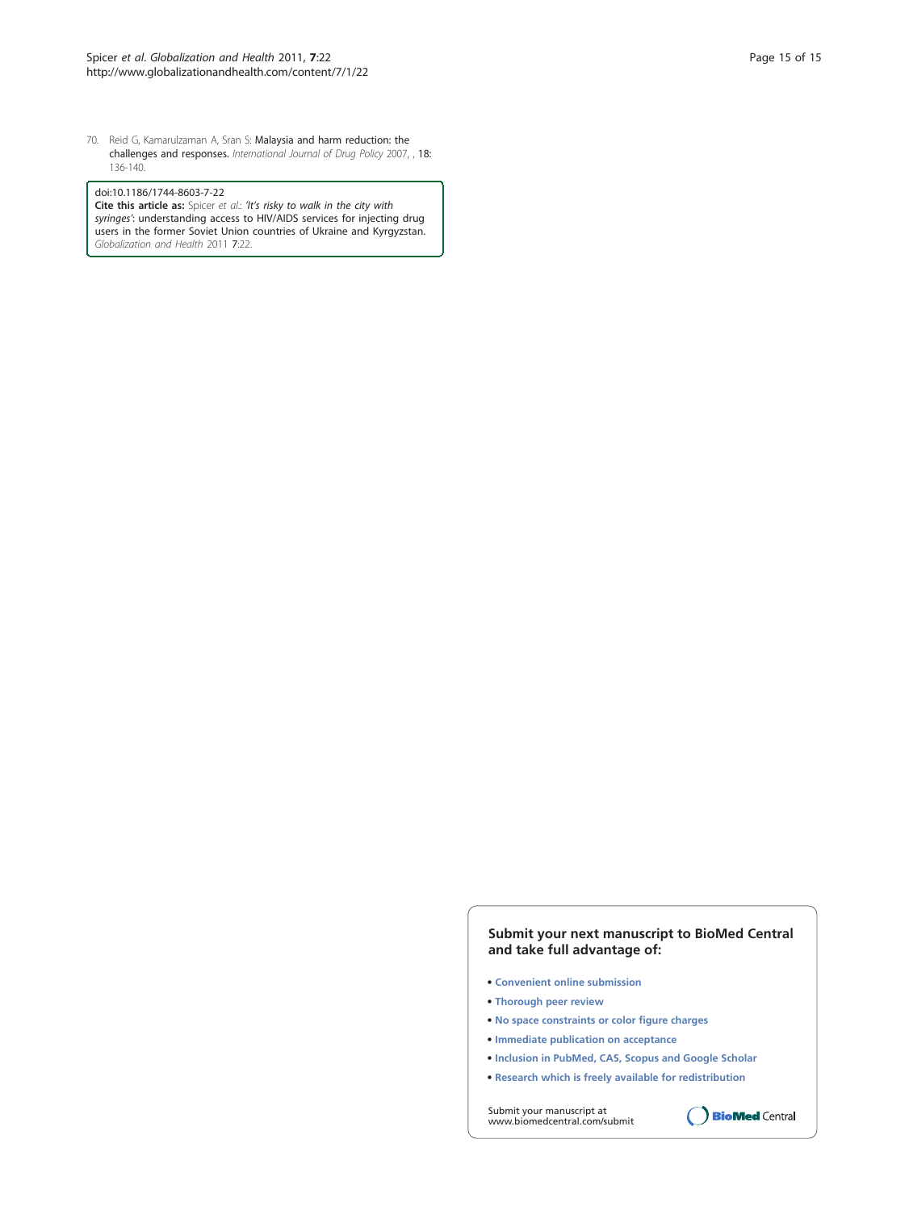70. Reid G, Kamarulzaman A, Sran S: **Malaysia and harm reduction: the challenges and responses.** *International Journal of Drug Policy* 2007, , **18**: 136-140.

doi:10.1186/1744-8603-7-22

**Cite this article as:** Spicer *et al.*: *'It's risky to walk in the city with syringes'*: understanding access to HIV/AIDS services for injecting drug users in the former Soviet Union countries of Ukraine and Kyrgyzstan. *Globalization and Health* 2011 **7**:22.

**Submit your next manuscript to BioMed Central and take full advantage of:**

- **Convenient online submission**
- **Thorough peer review**
- **No space constraints or color figure charges**
- **Immediate publication on acceptance**
- **Inclusion in PubMed, CAS, Scopus and Google Scholar**
- **Research which is freely available for redistribution**

Submit your manuscript at
www.biomedcentral.com/submit

BioMed Central